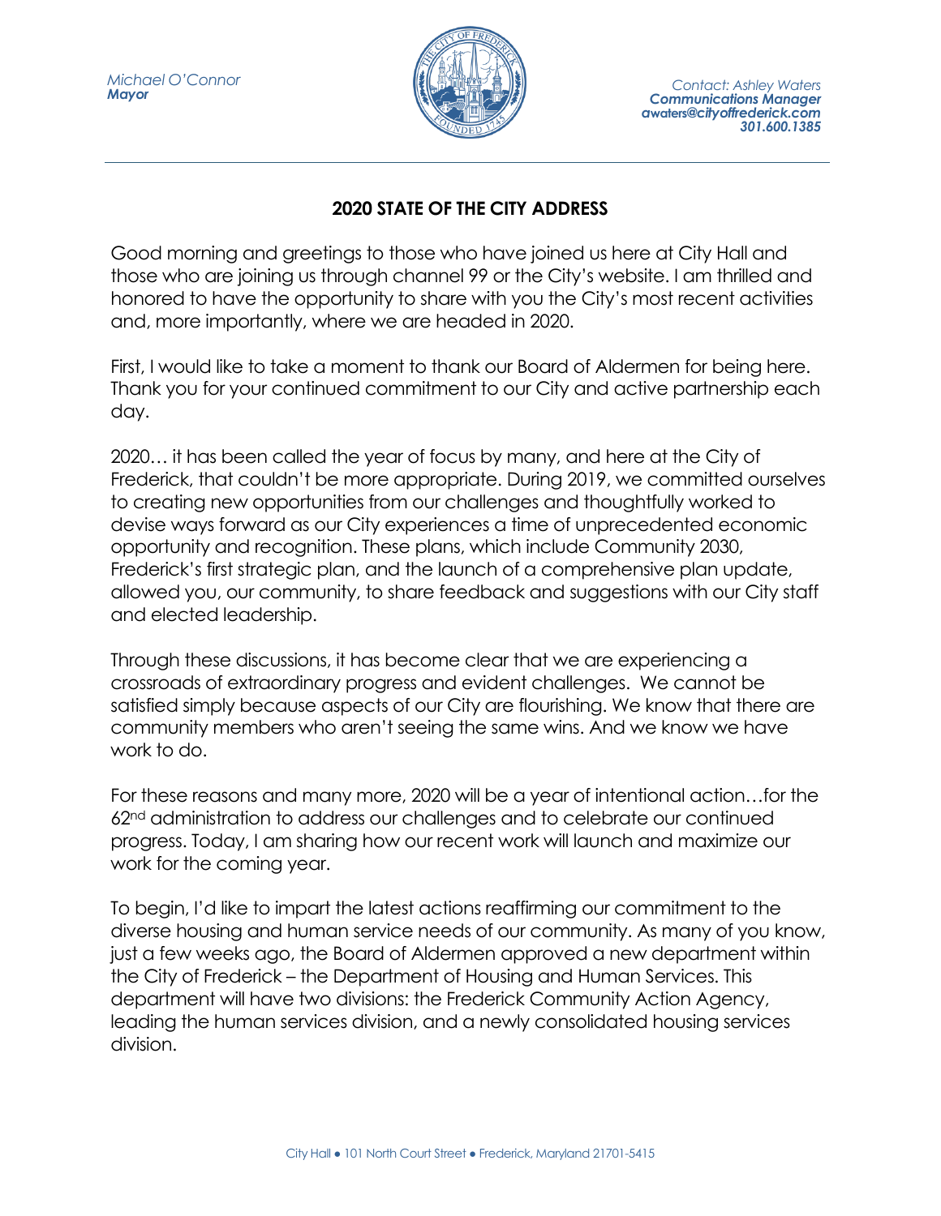*Michael O'Connor*
***Mayor***

*Contact: Ashley Waters*
***Communications Manager***
***awaters@cityoffrederick.com***
***301.600.1385***

## 2020 STATE OF THE CITY ADDRESS

Good morning and greetings to those who have joined us here at City Hall and those who are joining us through channel 99 or the City's website. I am thrilled and honored to have the opportunity to share with you the City's most recent activities and, more importantly, where we are headed in 2020.

First, I would like to take a moment to thank our Board of Aldermen for being here. Thank you for your continued commitment to our City and active partnership each day.

2020… it has been called the year of focus by many, and here at the City of Frederick, that couldn't be more appropriate. During 2019, we committed ourselves to creating new opportunities from our challenges and thoughtfully worked to devise ways forward as our City experiences a time of unprecedented economic opportunity and recognition. These plans, which include Community 2030, Frederick's first strategic plan, and the launch of a comprehensive plan update, allowed you, our community, to share feedback and suggestions with our City staff and elected leadership.

Through these discussions, it has become clear that we are experiencing a crossroads of extraordinary progress and evident challenges. We cannot be satisfied simply because aspects of our City are flourishing. We know that there are community members who aren't seeing the same wins. And we know we have work to do.

For these reasons and many more, 2020 will be a year of intentional action…for the 62nd administration to address our challenges and to celebrate our continued progress. Today, I am sharing how our recent work will launch and maximize our work for the coming year.

To begin, I'd like to impart the latest actions reaffirming our commitment to the diverse housing and human service needs of our community. As many of you know, just a few weeks ago, the Board of Aldermen approved a new department within the City of Frederick – the Department of Housing and Human Services. This department will have two divisions: the Frederick Community Action Agency, leading the human services division, and a newly consolidated housing services division.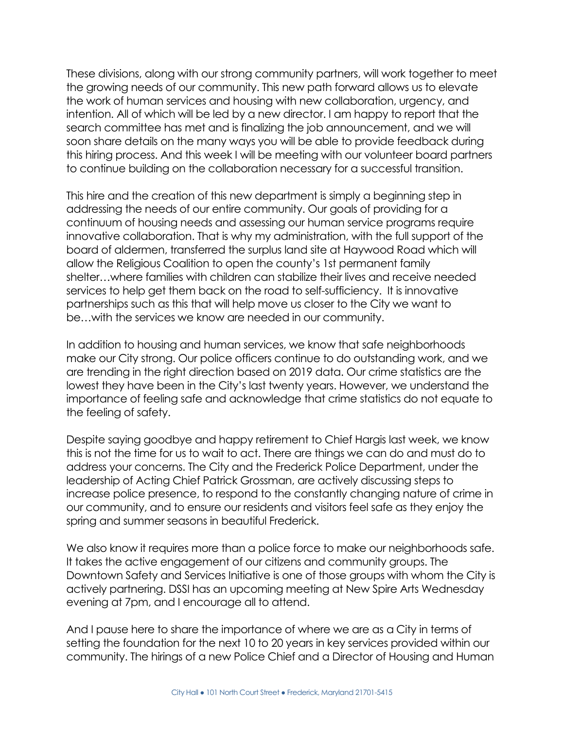These divisions, along with our strong community partners, will work together to meet the growing needs of our community. This new path forward allows us to elevate the work of human services and housing with new collaboration, urgency, and intention. All of which will be led by a new director. I am happy to report that the search committee has met and is finalizing the job announcement, and we will soon share details on the many ways you will be able to provide feedback during this hiring process. And this week I will be meeting with our volunteer board partners to continue building on the collaboration necessary for a successful transition.

This hire and the creation of this new department is simply a beginning step in addressing the needs of our entire community. Our goals of providing for a continuum of housing needs and assessing our human service programs require innovative collaboration. That is why my administration, with the full support of the board of aldermen, transferred the surplus land site at Haywood Road which will allow the Religious Coalition to open the county's 1st permanent family shelter…where families with children can stabilize their lives and receive needed services to help get them back on the road to self-sufficiency. It is innovative partnerships such as this that will help move us closer to the City we want to be…with the services we know are needed in our community.

In addition to housing and human services, we know that safe neighborhoods make our City strong. Our police officers continue to do outstanding work, and we are trending in the right direction based on 2019 data. Our crime statistics are the lowest they have been in the City's last twenty years. However, we understand the importance of feeling safe and acknowledge that crime statistics do not equate to the feeling of safety.

Despite saying goodbye and happy retirement to Chief Hargis last week, we know this is not the time for us to wait to act. There are things we can do and must do to address your concerns. The City and the Frederick Police Department, under the leadership of Acting Chief Patrick Grossman, are actively discussing steps to increase police presence, to respond to the constantly changing nature of crime in our community, and to ensure our residents and visitors feel safe as they enjoy the spring and summer seasons in beautiful Frederick.

We also know it requires more than a police force to make our neighborhoods safe. It takes the active engagement of our citizens and community groups. The Downtown Safety and Services Initiative is one of those groups with whom the City is actively partnering. DSSI has an upcoming meeting at New Spire Arts Wednesday evening at 7pm, and I encourage all to attend.

And I pause here to share the importance of where we are as a City in terms of setting the foundation for the next 10 to 20 years in key services provided within our community. The hirings of a new Police Chief and a Director of Housing and Human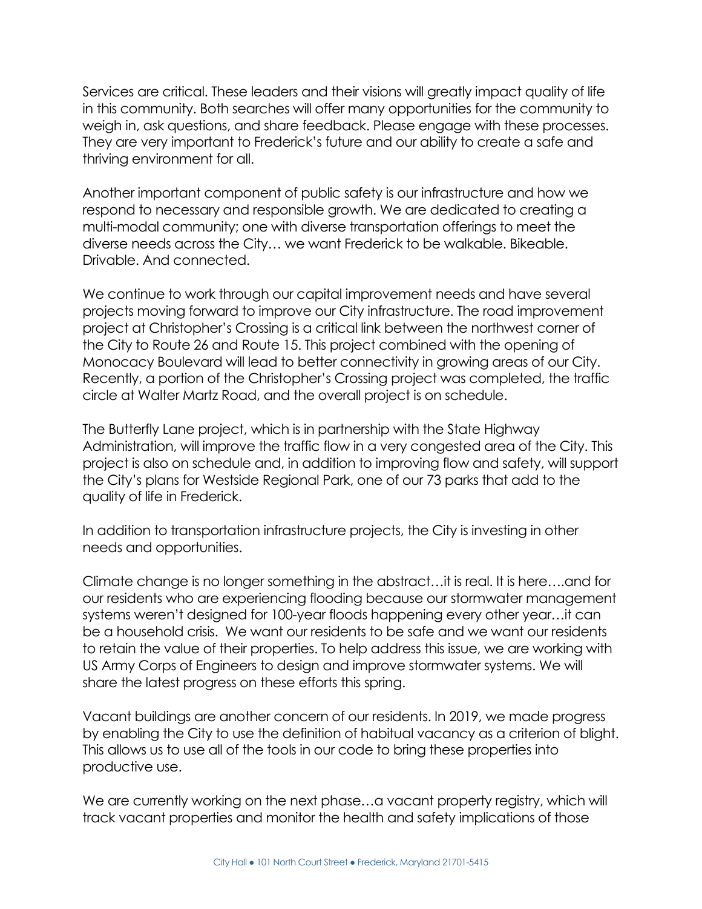Services are critical. These leaders and their visions will greatly impact quality of life in this community. Both searches will offer many opportunities for the community to weigh in, ask questions, and share feedback. Please engage with these processes. They are very important to Frederick's future and our ability to create a safe and thriving environment for all.

Another important component of public safety is our infrastructure and how we respond to necessary and responsible growth. We are dedicated to creating a multi-modal community; one with diverse transportation offerings to meet the diverse needs across the City… we want Frederick to be walkable. Bikeable. Drivable. And connected.

We continue to work through our capital improvement needs and have several projects moving forward to improve our City infrastructure. The road improvement project at Christopher's Crossing is a critical link between the northwest corner of the City to Route 26 and Route 15. This project combined with the opening of Monocacy Boulevard will lead to better connectivity in growing areas of our City. Recently, a portion of the Christopher's Crossing project was completed, the traffic circle at Walter Martz Road, and the overall project is on schedule.

The Butterfly Lane project, which is in partnership with the State Highway Administration, will improve the traffic flow in a very congested area of the City. This project is also on schedule and, in addition to improving flow and safety, will support the City's plans for Westside Regional Park, one of our 73 parks that add to the quality of life in Frederick.

In addition to transportation infrastructure projects, the City is investing in other needs and opportunities.

Climate change is no longer something in the abstract…it is real. It is here….and for our residents who are experiencing flooding because our stormwater management systems weren't designed for 100-year floods happening every other year…it can be a household crisis. We want our residents to be safe and we want our residents to retain the value of their properties. To help address this issue, we are working with US Army Corps of Engineers to design and improve stormwater systems. We will share the latest progress on these efforts this spring.

Vacant buildings are another concern of our residents. In 2019, we made progress by enabling the City to use the definition of habitual vacancy as a criterion of blight. This allows us to use all of the tools in our code to bring these properties into productive use.

We are currently working on the next phase…a vacant property registry, which will track vacant properties and monitor the health and safety implications of those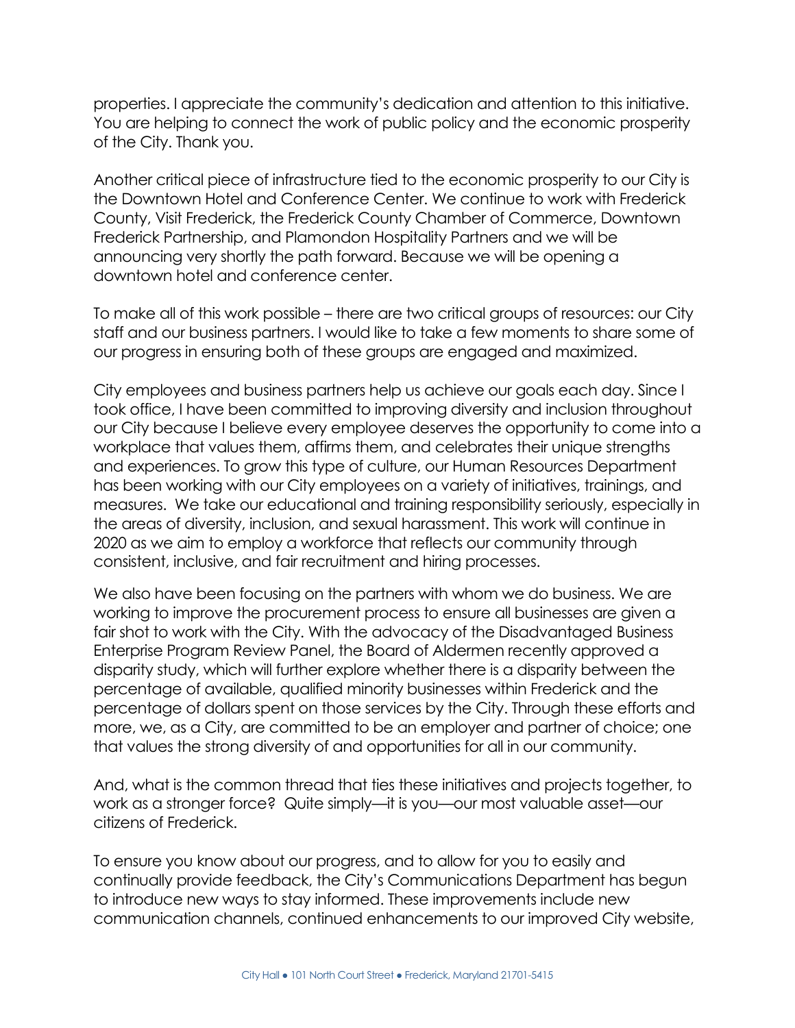properties. I appreciate the community's dedication and attention to this initiative. You are helping to connect the work of public policy and the economic prosperity of the City. Thank you.

Another critical piece of infrastructure tied to the economic prosperity to our City is the Downtown Hotel and Conference Center. We continue to work with Frederick County, Visit Frederick, the Frederick County Chamber of Commerce, Downtown Frederick Partnership, and Plamondon Hospitality Partners and we will be announcing very shortly the path forward. Because we will be opening a downtown hotel and conference center.

To make all of this work possible – there are two critical groups of resources: our City staff and our business partners. I would like to take a few moments to share some of our progress in ensuring both of these groups are engaged and maximized.

City employees and business partners help us achieve our goals each day. Since I took office, I have been committed to improving diversity and inclusion throughout our City because I believe every employee deserves the opportunity to come into a workplace that values them, affirms them, and celebrates their unique strengths and experiences. To grow this type of culture, our Human Resources Department has been working with our City employees on a variety of initiatives, trainings, and measures. We take our educational and training responsibility seriously, especially in the areas of diversity, inclusion, and sexual harassment. This work will continue in 2020 as we aim to employ a workforce that reflects our community through consistent, inclusive, and fair recruitment and hiring processes.

We also have been focusing on the partners with whom we do business. We are working to improve the procurement process to ensure all businesses are given a fair shot to work with the City. With the advocacy of the Disadvantaged Business Enterprise Program Review Panel, the Board of Aldermen recently approved a disparity study, which will further explore whether there is a disparity between the percentage of available, qualified minority businesses within Frederick and the percentage of dollars spent on those services by the City. Through these efforts and more, we, as a City, are committed to be an employer and partner of choice; one that values the strong diversity of and opportunities for all in our community.

And, what is the common thread that ties these initiatives and projects together, to work as a stronger force? Quite simply—it is you—our most valuable asset—our citizens of Frederick.

To ensure you know about our progress, and to allow for you to easily and continually provide feedback, the City's Communications Department has begun to introduce new ways to stay informed. These improvements include new communication channels, continued enhancements to our improved City website,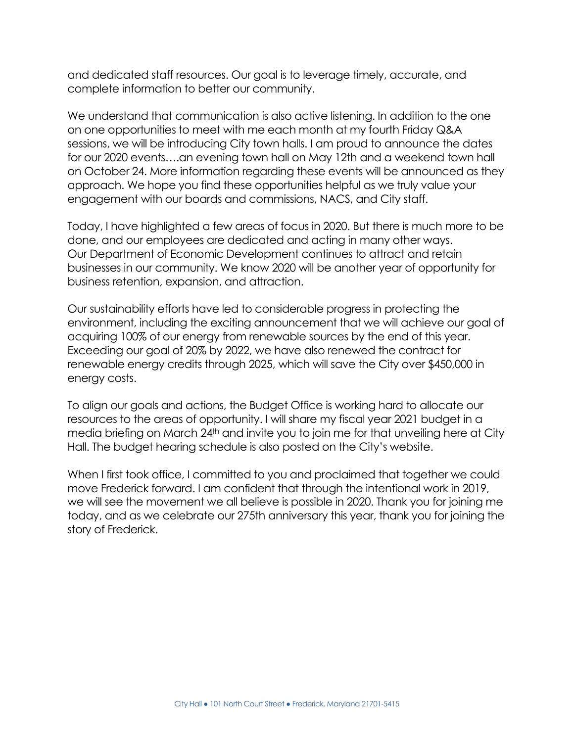and dedicated staff resources. Our goal is to leverage timely, accurate, and complete information to better our community.

We understand that communication is also active listening. In addition to the one on one opportunities to meet with me each month at my fourth Friday Q&A sessions, we will be introducing City town halls. I am proud to announce the dates for our 2020 events….an evening town hall on May 12th and a weekend town hall on October 24. More information regarding these events will be announced as they approach. We hope you find these opportunities helpful as we truly value your engagement with our boards and commissions, NACS, and City staff.

Today, I have highlighted a few areas of focus in 2020. But there is much more to be done, and our employees are dedicated and acting in many other ways. Our Department of Economic Development continues to attract and retain businesses in our community. We know 2020 will be another year of opportunity for business retention, expansion, and attraction.

Our sustainability efforts have led to considerable progress in protecting the environment, including the exciting announcement that we will achieve our goal of acquiring 100% of our energy from renewable sources by the end of this year. Exceeding our goal of 20% by 2022, we have also renewed the contract for renewable energy credits through 2025, which will save the City over $450,000 in energy costs.

To align our goals and actions, the Budget Office is working hard to allocate our resources to the areas of opportunity. I will share my fiscal year 2021 budget in a media briefing on March 24th and invite you to join me for that unveiling here at City Hall. The budget hearing schedule is also posted on the City's website.

When I first took office, I committed to you and proclaimed that together we could move Frederick forward. I am confident that through the intentional work in 2019, we will see the movement we all believe is possible in 2020. Thank you for joining me today, and as we celebrate our 275th anniversary this year, thank you for joining the story of Frederick.